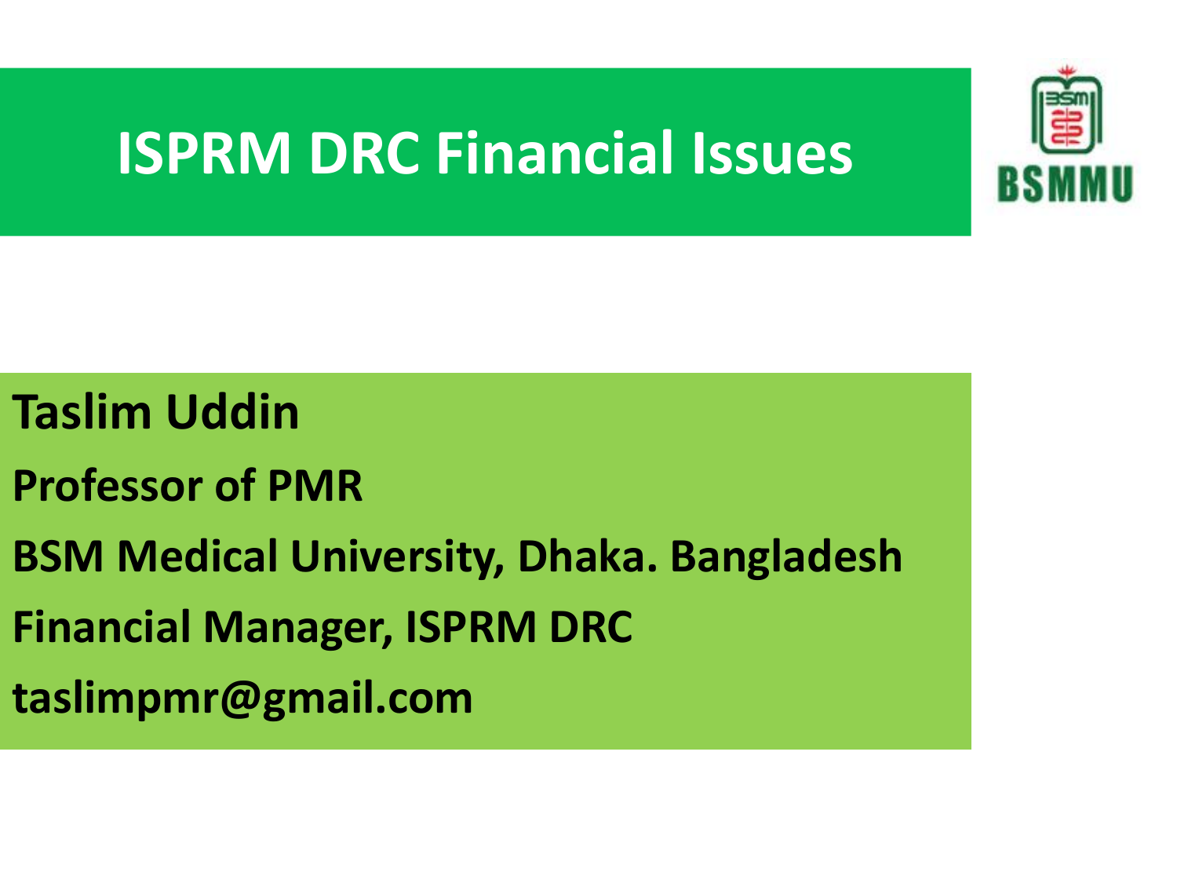# ISPRM DRC Financial Issues

BSMMU

**Taslim Uddin**

**Professor of PMR**

**BSM Medical University, Dhaka. Bangladesh**

**Financial Manager, ISPRM DRC**

**taslimpmr@gmail.com**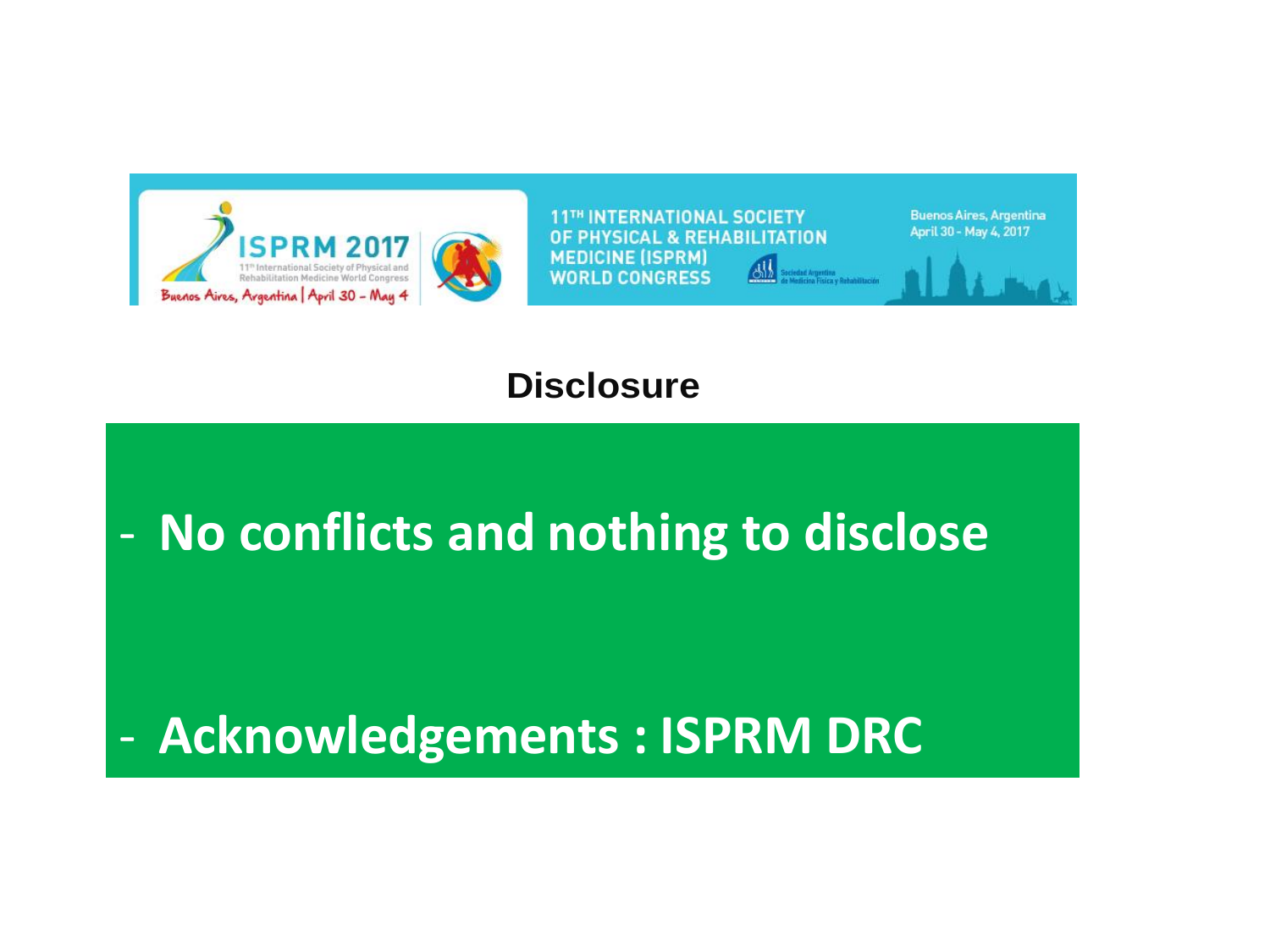# Disclosure

- **No conflicts and nothing to disclose**

- **Acknowledgements : ISPRM DRC**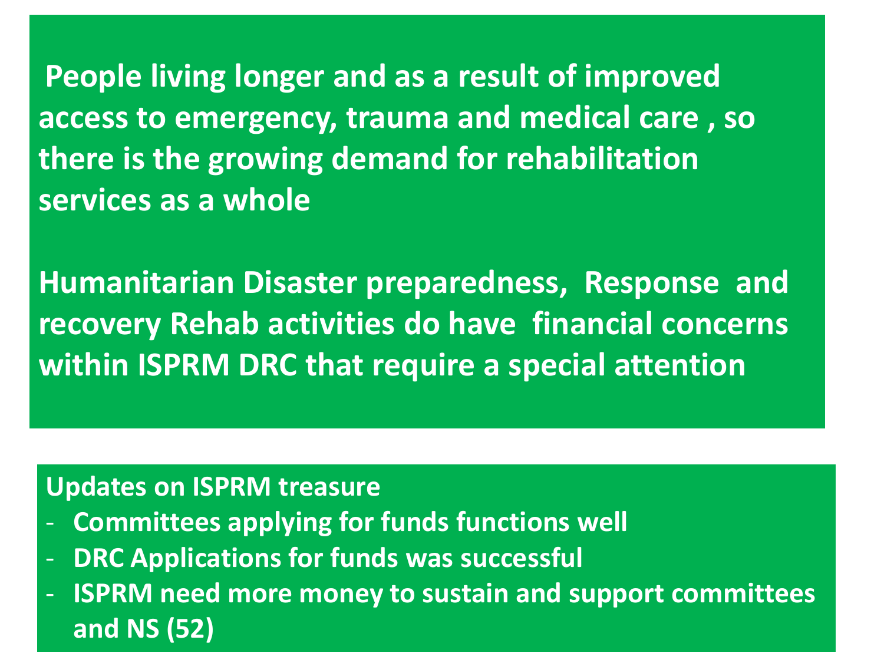**People living longer and as a result of improved access to emergency, trauma and medical care , so there is the growing demand for rehabilitation services as a whole**

**Humanitarian Disaster preparedness, Response and recovery Rehab activities do have financial concerns within ISPRM DRC that require a special attention**

**Updates on ISPRM treasure**

- **Committees applying for funds functions well**
- **DRC Applications for funds was successful**
- **ISPRM need more money to sustain and support committees and NS (52)**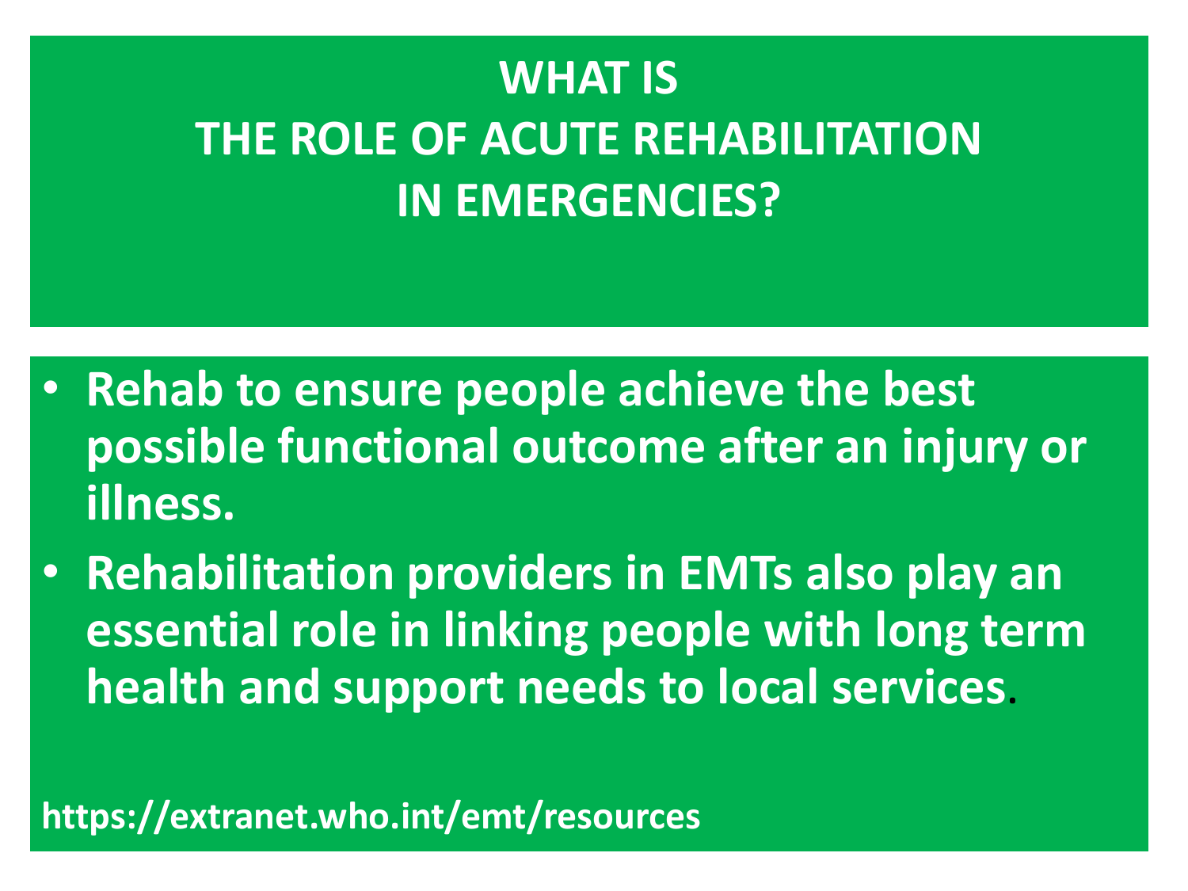# WHAT IS THE ROLE OF ACUTE REHABILITATION IN EMERGENCIES?

- **Rehab to ensure people achieve the best possible functional outcome after an injury or illness.**
- **Rehabilitation providers in EMTs also play an essential role in linking people with long term health and support needs to local services.**

**https://extranet.who.int/emt/resources**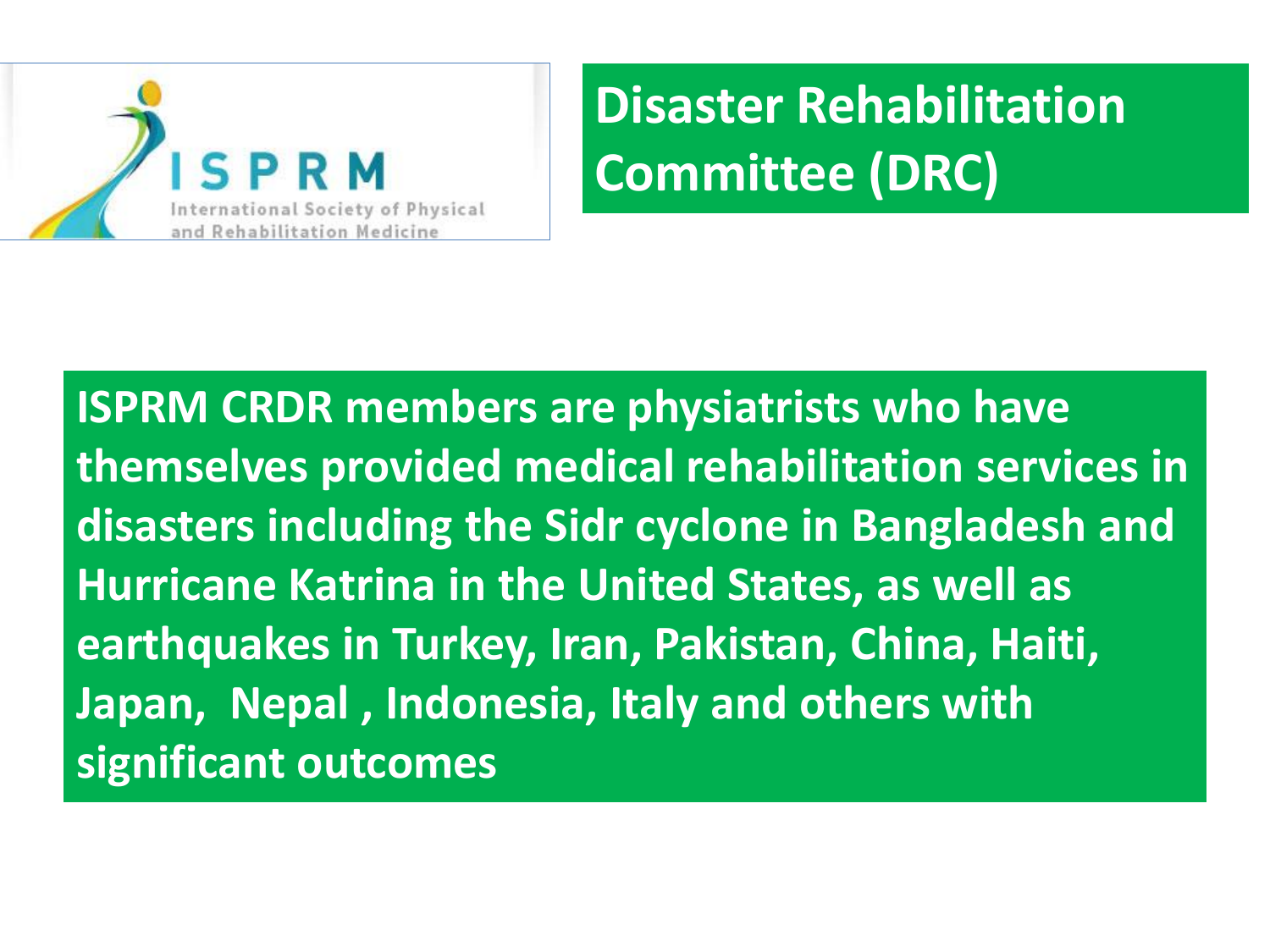# Disaster Rehabilitation Committee (DRC)

**ISPRM CRDR members are physiatrists who have themselves provided medical rehabilitation services in disasters including the Sidr cyclone in Bangladesh and Hurricane Katrina in the United States, as well as earthquakes in Turkey, Iran, Pakistan, China, Haiti, Japan, Nepal , Indonesia, Italy and others with significant outcomes**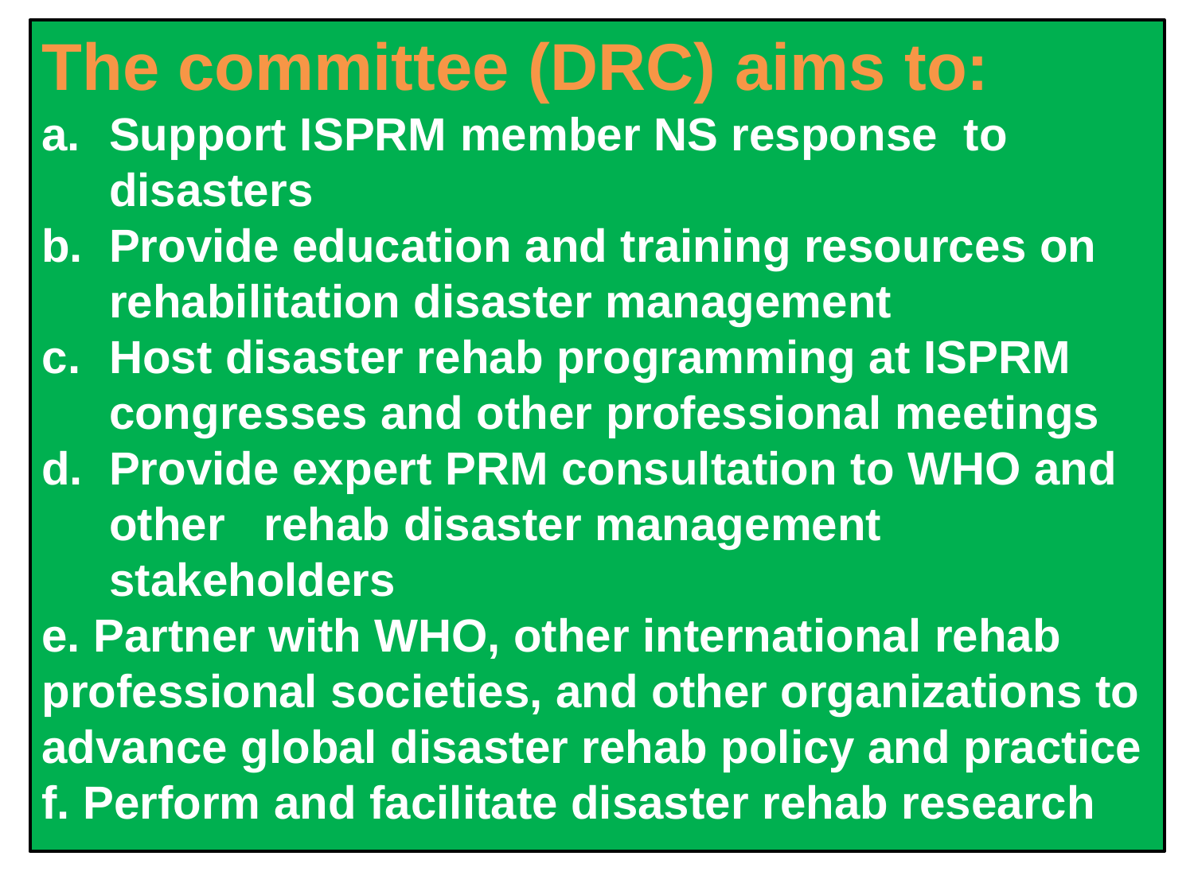# The committee (DRC) aims to:

a. Support ISPRM member NS response to disasters
b. Provide education and training resources on rehabilitation disaster management
c. Host disaster rehab programming at ISPRM congresses and other professional meetings
d. Provide expert PRM consultation to WHO and other rehab disaster management stakeholders
e. Partner with WHO, other international rehab professional societies, and other organizations to advance global disaster rehab policy and practice
f. Perform and facilitate disaster rehab research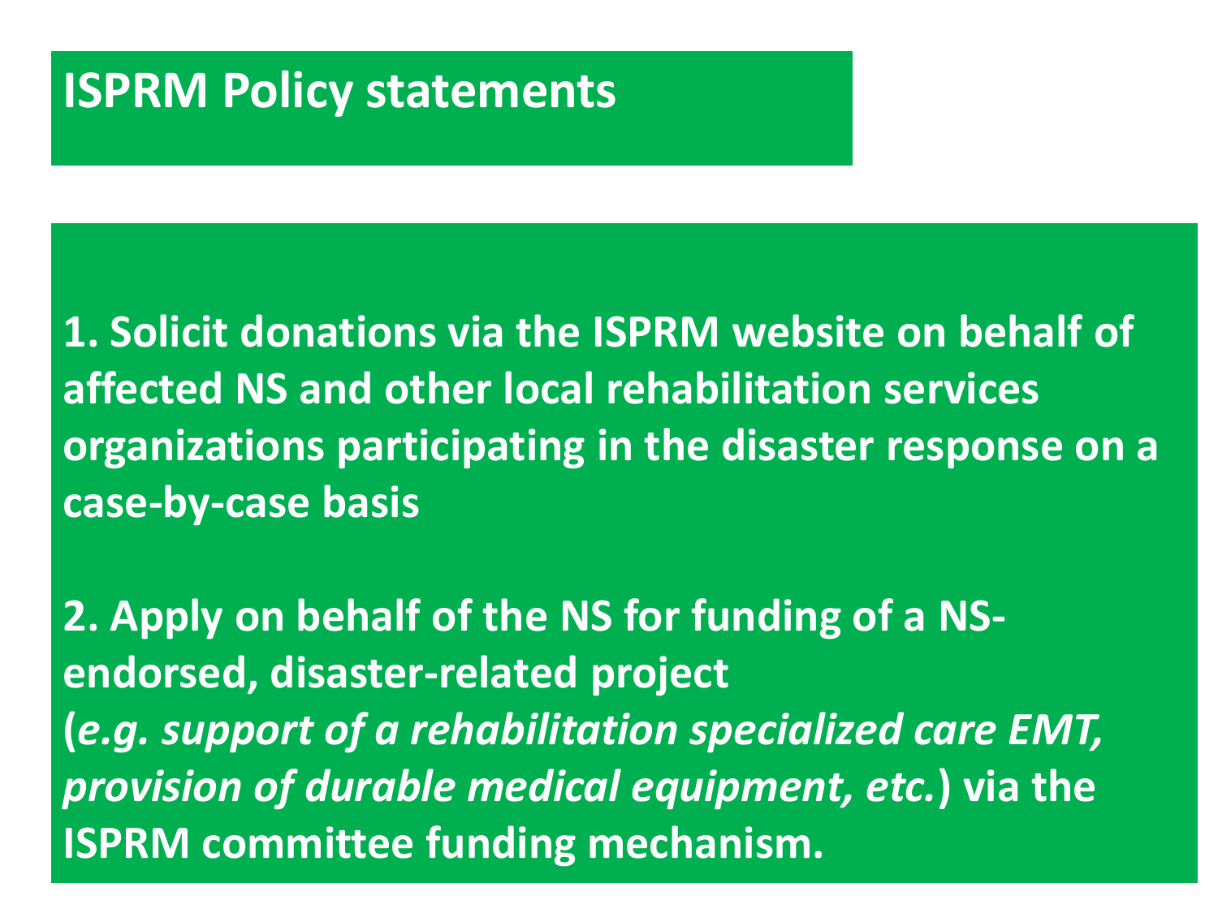# ISPRM Policy statements

**1. Solicit donations via the ISPRM website on behalf of affected NS and other local rehabilitation services organizations participating in the disaster response on a case-by-case basis**

**2. Apply on behalf of the NS for funding of a NS-endorsed, disaster-related project (*e.g. support of a rehabilitation specialized care EMT, provision of durable medical equipment, etc.*) via the ISPRM committee funding mechanism.**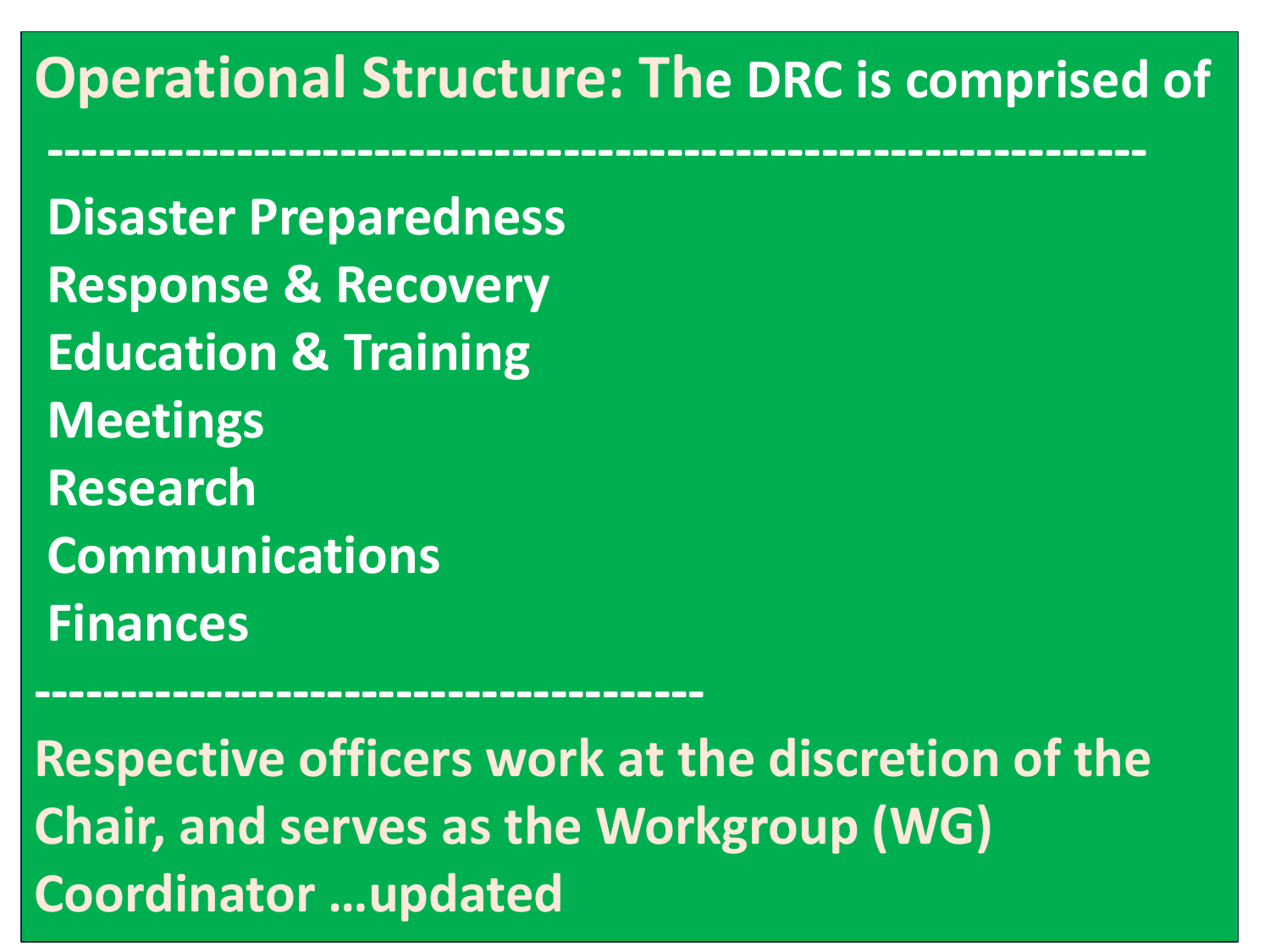**Operational Structure: The DRC is comprised of**

---

- Disaster Preparedness
- Response & Recovery
- Education & Training
- Meetings
- Research
- Communications
- Finances

---

**Respective officers work at the discretion of the Chair, and serves as the Workgroup (WG) Coordinator …updated**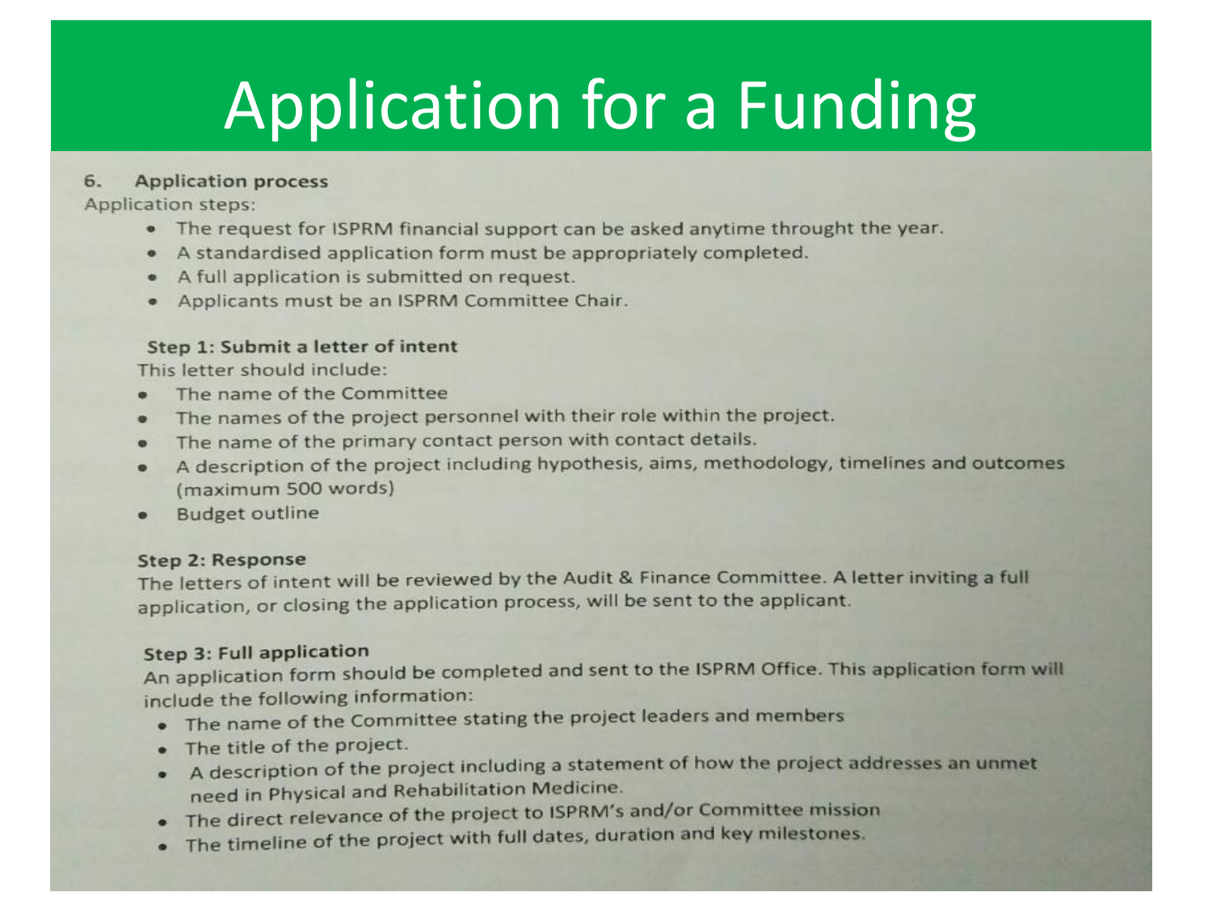# Application for a Funding

**6. Application process**

Application steps:

- The request for ISPRM financial support can be asked anytime throught the year.
- A standardised application form must be appropriately completed.
- A full application is submitted on request.
- Applicants must be an ISPRM Committee Chair.

**Step 1: Submit a letter of intent**

This letter should include:

- The name of the Committee
- The names of the project personnel with their role within the project.
- The name of the primary contact person with contact details.
- A description of the project including hypothesis, aims, methodology, timelines and outcomes (maximum 500 words)
- Budget outline

**Step 2: Response**

The letters of intent will be reviewed by the Audit & Finance Committee. A letter inviting a full application, or closing the application process, will be sent to the applicant.

**Step 3: Full application**

An application form should be completed and sent to the ISPRM Office. This application form will include the following information:

- The name of the Committee stating the project leaders and members
- The title of the project.
- A description of the project including a statement of how the project addresses an unmet need in Physical and Rehabilitation Medicine.
- The direct relevance of the project to ISPRM's and/or Committee mission
- The timeline of the project with full dates, duration and key milestones.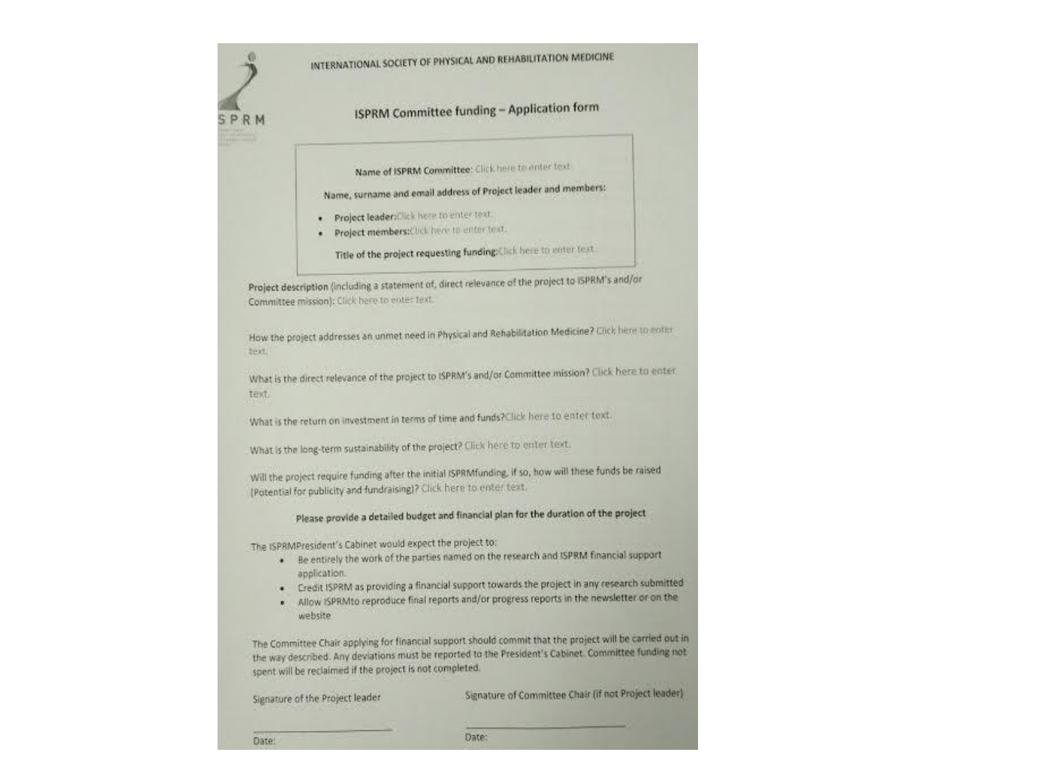INTERNATIONAL SOCIETY OF PHYSICAL AND REHABILITATION MEDICINE

# ISPRM Committee funding – Application form

**Name of ISPRM Committee:** Click here to enter text.

**Name, surname and email address of Project leader and members:**

- **Project leader:** Click here to enter text.
- **Project members:** Click here to enter text.

**Title of the project requesting funding:** Click here to enter text.

**Project description** (including a statement of, direct relevance of the project to ISPRM's and/or Committee mission): Click here to enter text.

How the project addresses an unmet need in Physical and Rehabilitation Medicine? Click here to enter text.

What is the direct relevance of the project to ISPRM's and/or Committee mission? Click here to enter text.

What is the return on investment in terms of time and funds? Click here to enter text.

What is the long-term sustainability of the project? Click here to enter text.

Will the project require funding after the initial ISPRMfunding, if so, how will these funds be raised (Potential for publicity and fundraising)? Click here to enter text.

**Please provide a detailed budget and financial plan for the duration of the project**

The ISPRMPresident's Cabinet would expect the project to:

- Be entirely the work of the parties named on the research and ISPRM financial support application.
- Credit ISPRM as providing a financial support towards the project in any research submitted
- Allow ISPRMto reproduce final reports and/or progress reports in the newsletter or on the website

The Committee Chair applying for financial support should commit that the project will be carried out in the way described. Any deviations must be reported to the President's Cabinet. Committee funding not spent will be reclaimed if the project is not completed.

Signature of the Project leader

_______________________

Date:

Signature of Committee Chair (if not Project leader)

_______________________

Date: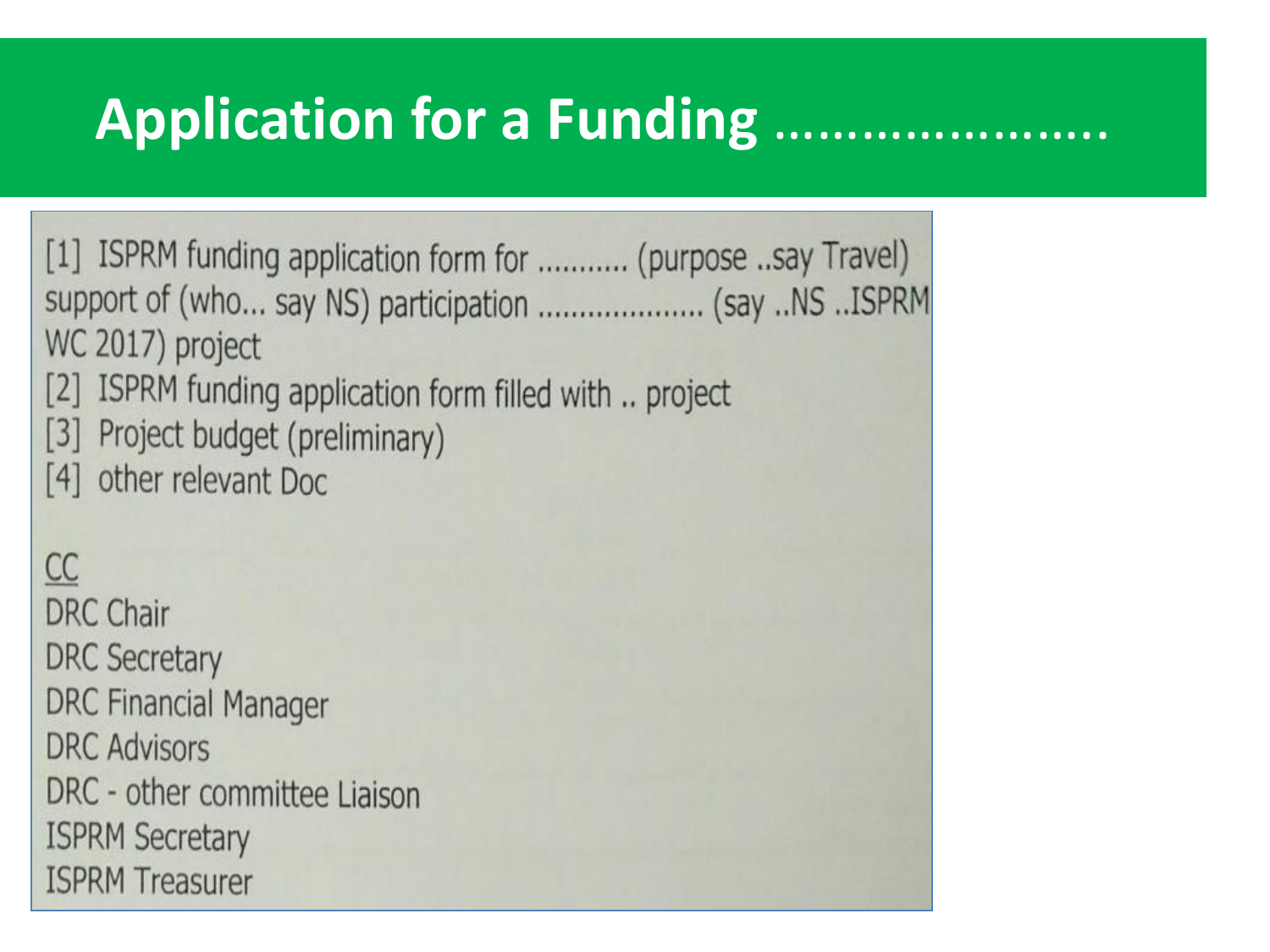# Application for a Funding ......................

[1] ISPRM funding application form for .......... (purpose ..say Travel) support of (who... say NS) participation .................... (say ..NS ..ISPRM WC 2017) project
[2] ISPRM funding application form filled with .. project
[3] Project budget (preliminary)
[4] other relevant Doc

<u>CC</u>
DRC Chair
DRC Secretary
DRC Financial Manager
DRC Advisors
DRC - other committee Liaison
ISPRM Secretary
ISPRM Treasurer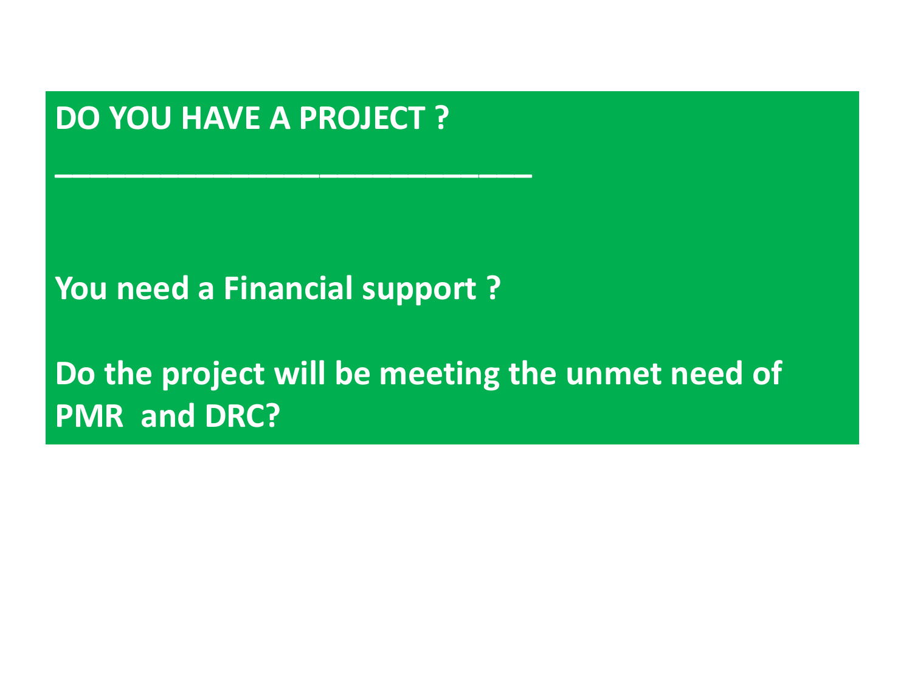**DO YOU HAVE A PROJECT ?**

---

**You need a Financial support ?**

**Do the project will be meeting the unmet need of PMR and DRC?**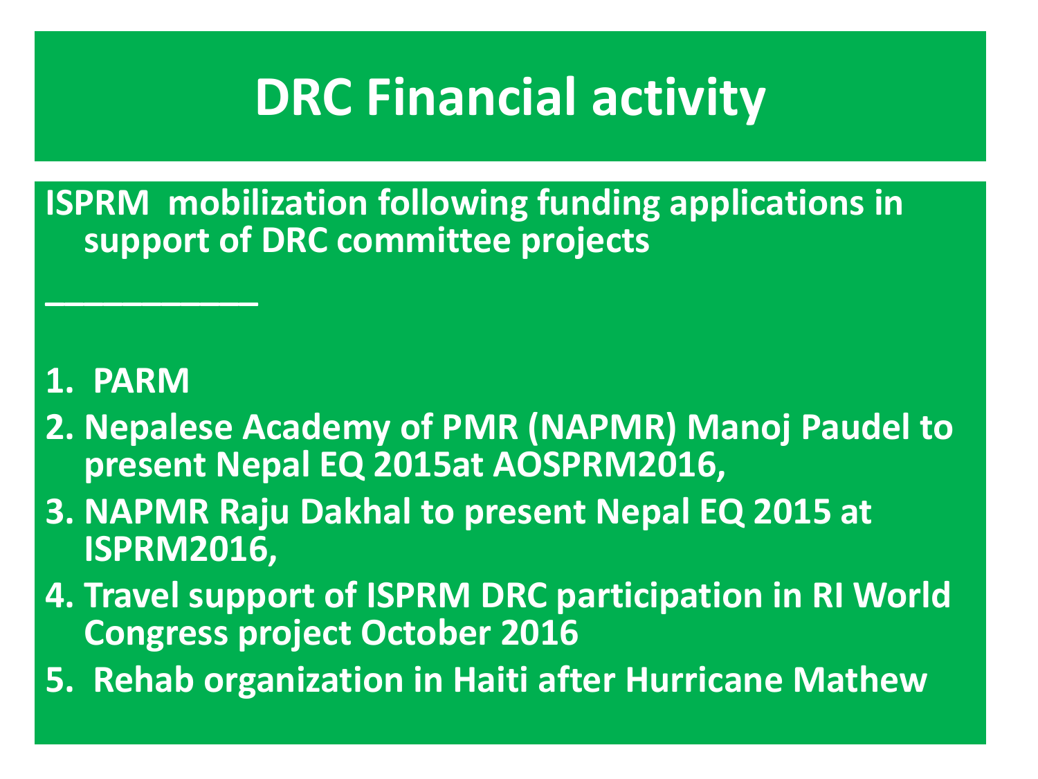# DRC Financial activity

**ISPRM mobilization following funding applications in support of DRC committee projects**

**___________**

1. **PARM**
2. **Nepalese Academy of PMR (NAPMR) Manoj Paudel to present Nepal EQ 2015at AOSPRM2016,**
3. **NAPMR Raju Dakhal to present Nepal EQ 2015 at ISPRM2016,**
4. **Travel support of ISPRM DRC participation in RI World Congress project October 2016**
5. **Rehab organization in Haiti after Hurricane Mathew**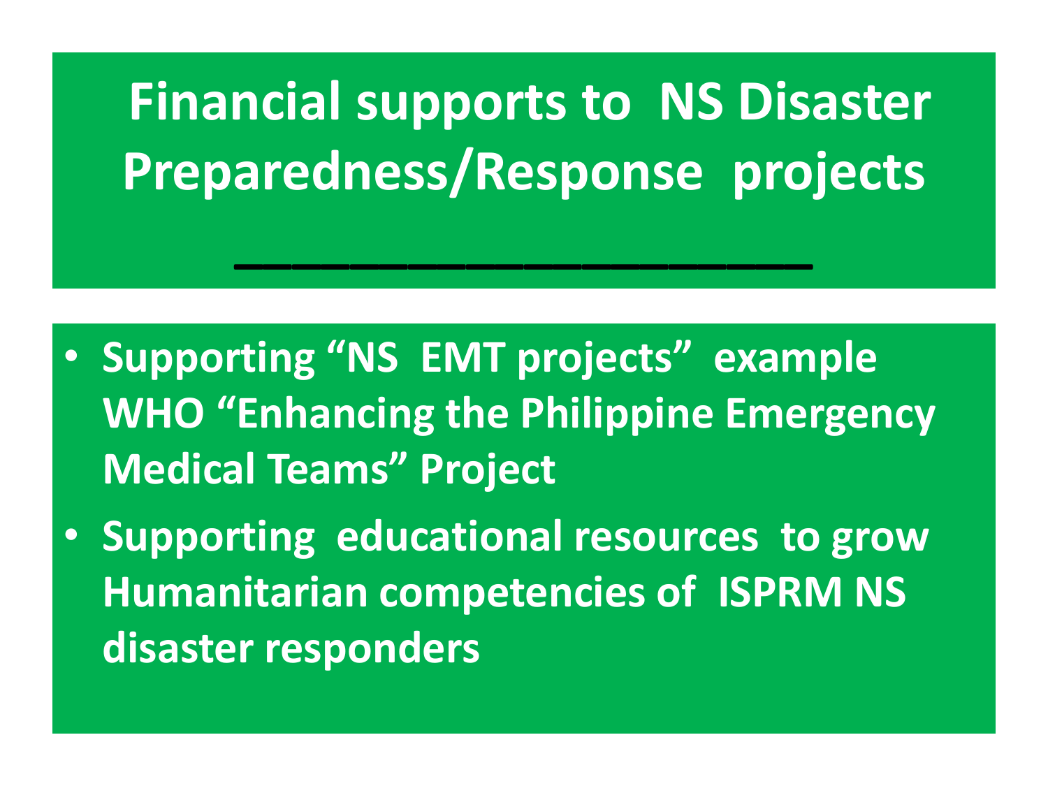# Financial supports to NS Disaster Preparedness/Response projects

- **Supporting "NS EMT projects" example WHO "Enhancing the Philippine Emergency Medical Teams" Project**
- **Supporting educational resources to grow Humanitarian competencies of ISPRM NS disaster responders**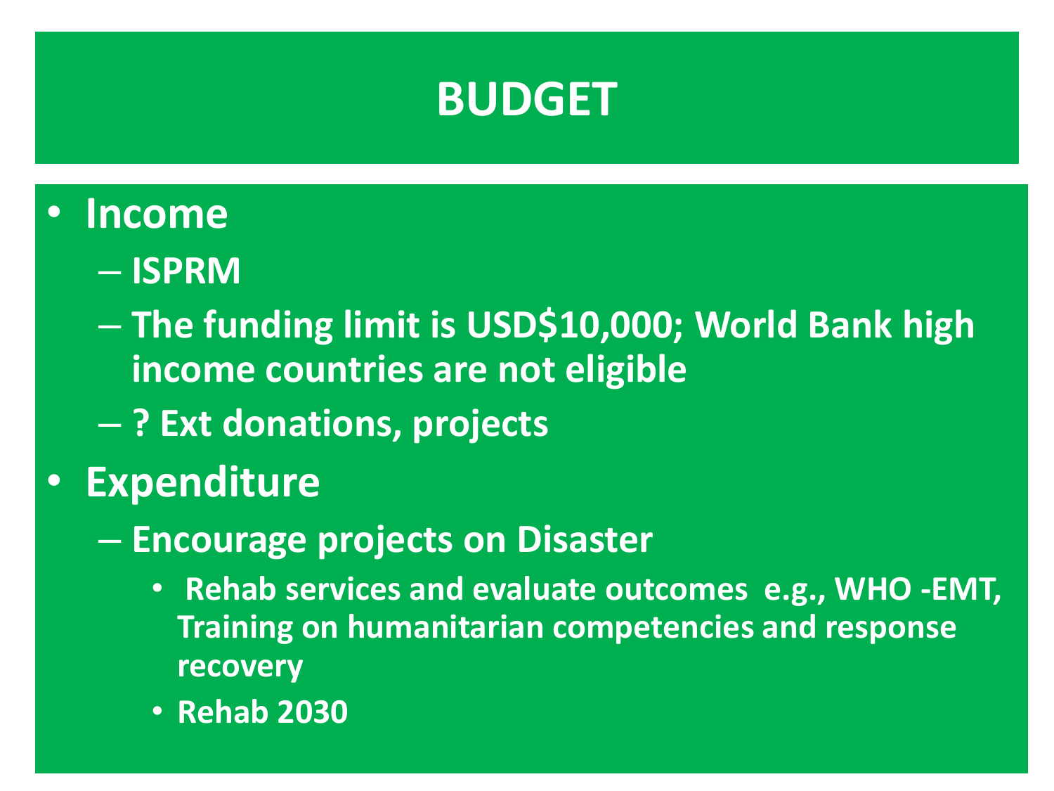# BUDGET

- **Income**
  - **ISPRM**
  - **The funding limit is USD$10,000; World Bank high income countries are not eligible**
  - **? Ext donations, projects**
- **Expenditure**
  - **Encourage projects on Disaster**
    - **Rehab services and evaluate outcomes e.g., WHO -EMT, Training on humanitarian competencies and response recovery**
    - **Rehab 2030**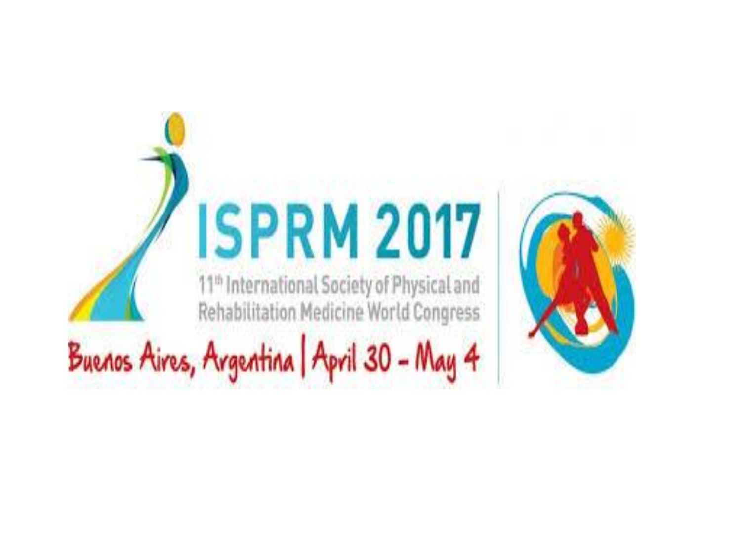ISPRM 2017

11th International Society of Physical and Rehabilitation Medicine World Congress

Buenos Aires, Argentina | April 30 - May 4